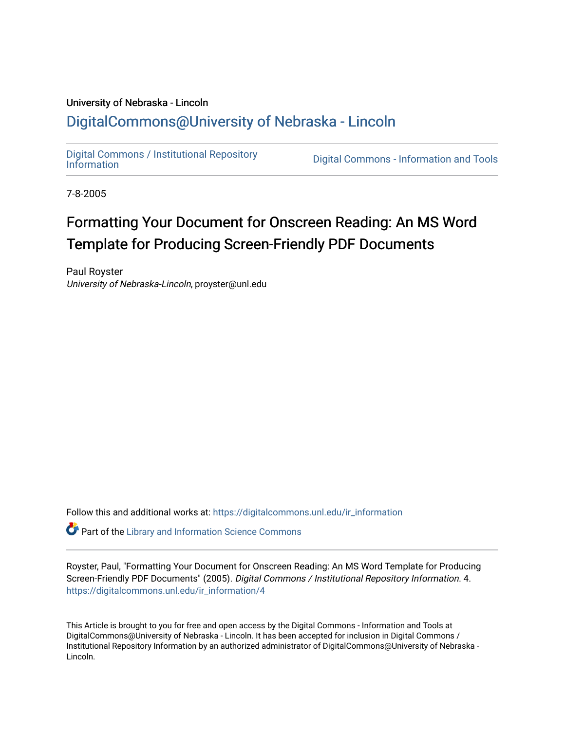University of Nebraska - Lincoln

## DigitalCommons@University of Nebraska - Lincoln

Digital Commons / Institutional Repository Information | Digital Commons - Information and Tools

7-8-2005

# Formatting Your Document for Onscreen Reading: An MS Word Template for Producing Screen-Friendly PDF Documents

Paul Royster
*University of Nebraska-Lincoln*, proyster@unl.edu

Follow this and additional works at: https://digitalcommons.unl.edu/ir_information

Part of the Library and Information Science Commons

Royster, Paul, "Formatting Your Document for Onscreen Reading: An MS Word Template for Producing Screen-Friendly PDF Documents" (2005). *Digital Commons / Institutional Repository Information*. 4.
https://digitalcommons.unl.edu/ir_information/4

This Article is brought to you for free and open access by the Digital Commons - Information and Tools at DigitalCommons@University of Nebraska - Lincoln. It has been accepted for inclusion in Digital Commons / Institutional Repository Information by an authorized administrator of DigitalCommons@University of Nebraska - Lincoln.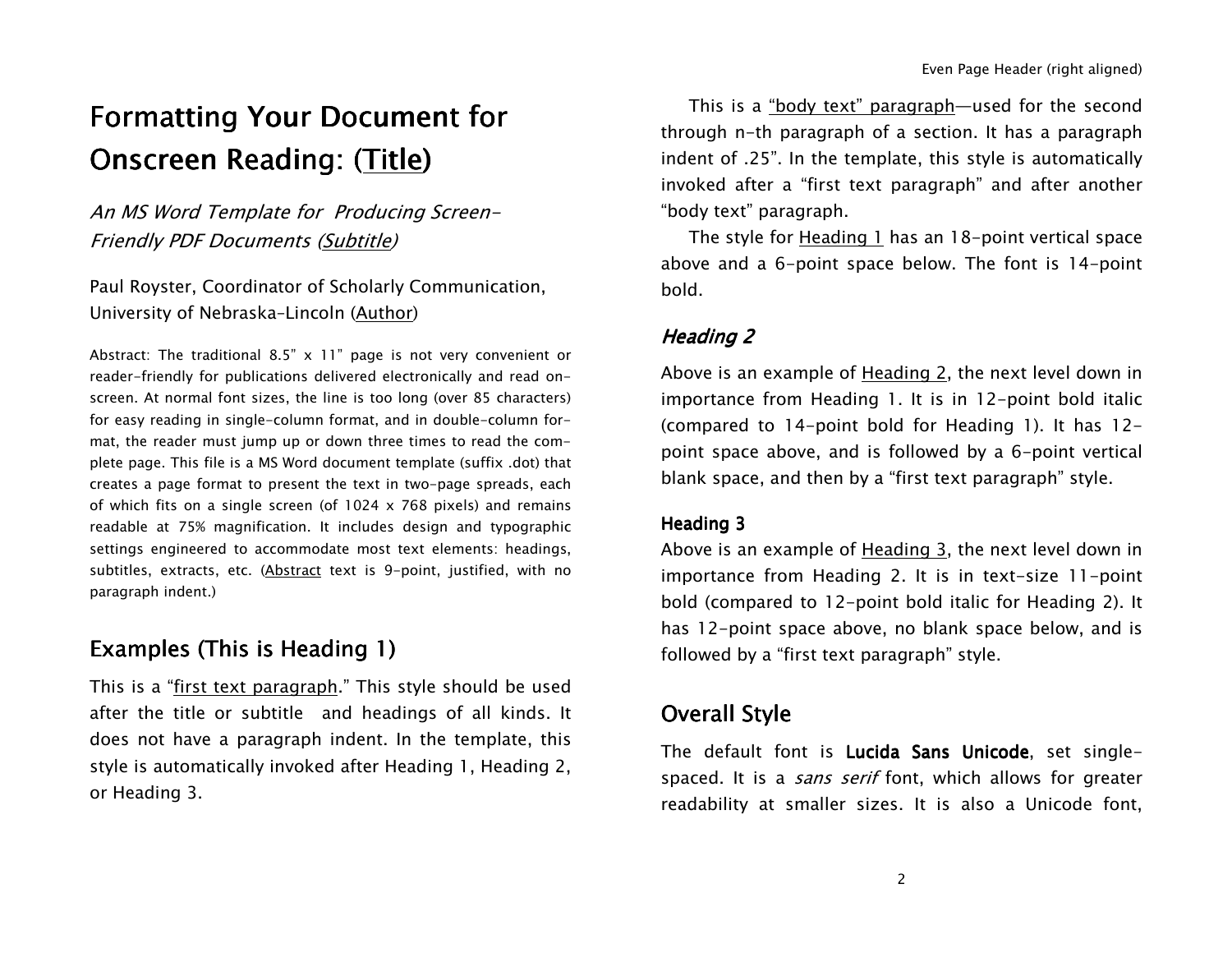# Formatting Your Document for Onscreen Reading: (Title)

*An MS Word Template for Producing Screen-Friendly PDF Documents (Subtitle)*

Paul Royster, Coordinator of Scholarly Communication, University of Nebraska-Lincoln (Author)

Abstract: The traditional 8.5" x 11" page is not very convenient or reader-friendly for publications delivered electronically and read on-screen. At normal font sizes, the line is too long (over 85 characters) for easy reading in single-column format, and in double-column format, the reader must jump up or down three times to read the complete page. This file is a MS Word document template (suffix .dot) that creates a page format to present the text in two-page spreads, each of which fits on a single screen (of 1024 x 768 pixels) and remains readable at 75% magnification. It includes design and typographic settings engineered to accommodate most text elements: headings, subtitles, extracts, etc. (Abstract text is 9-point, justified, with no paragraph indent.)

## Examples (This is Heading 1)

This is a "first text paragraph." This style should be used after the title or subtitle and headings of all kinds. It does not have a paragraph indent. In the template, this style is automatically invoked after Heading 1, Heading 2, or Heading 3.

This is a "body text" paragraph—used for the second through n-th paragraph of a section. It has a paragraph indent of .25". In the template, this style is automatically invoked after a "first text paragraph" and after another "body text" paragraph.

The style for Heading 1 has an 18-point vertical space above and a 6-point space below. The font is 14-point bold.

### *Heading 2*

Above is an example of Heading 2, the next level down in importance from Heading 1. It is in 12-point bold italic (compared to 14-point bold for Heading 1). It has 12-point space above, and is followed by a 6-point vertical blank space, and then by a "first text paragraph" style.

#### Heading 3

Above is an example of Heading 3, the next level down in importance from Heading 2. It is in text-size 11-point bold (compared to 12-point bold italic for Heading 2). It has 12-point space above, no blank space below, and is followed by a "first text paragraph" style.

## Overall Style

The default font is **Lucida Sans Unicode**, set single-spaced. It is a *sans serif* font, which allows for greater readability at smaller sizes. It is also a Unicode font,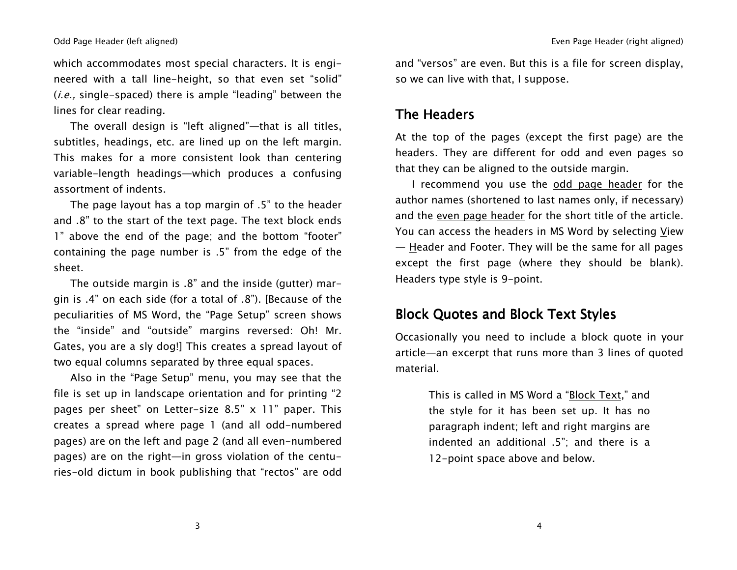which accommodates most special characters. It is engineered with a tall line-height, so that even set "solid" (*i.e.,* single-spaced) there is ample "leading" between the lines for clear reading.

The overall design is "left aligned"—that is all titles, subtitles, headings, etc. are lined up on the left margin. This makes for a more consistent look than centering variable-length headings—which produces a confusing assortment of indents.

The page layout has a top margin of .5" to the header and .8" to the start of the text page. The text block ends 1" above the end of the page; and the bottom "footer" containing the page number is .5" from the edge of the sheet.

The outside margin is .8" and the inside (gutter) margin is .4" on each side (for a total of .8"). [Because of the peculiarities of MS Word, the "Page Setup" screen shows the "inside" and "outside" margins reversed: Oh! Mr. Gates, you are a sly dog!] This creates a spread layout of two equal columns separated by three equal spaces.

Also in the "Page Setup" menu, you may see that the file is set up in landscape orientation and for printing "2 pages per sheet" on Letter-size 8.5" x 11" paper. This creates a spread where page 1 (and all odd-numbered pages) are on the left and page 2 (and all even-numbered pages) are on the right—in gross violation of the centuries-old dictum in book publishing that "rectos" are odd and "versos" are even. But this is a file for screen display, so we can live with that, I suppose.

## The Headers

At the top of the pages (except the first page) are the headers. They are different for odd and even pages so that they can be aligned to the outside margin.

I recommend you use the odd page header for the author names (shortened to last names only, if necessary) and the even page header for the short title of the article. You can access the headers in MS Word by selecting View — Header and Footer. They will be the same for all pages except the first page (where they should be blank). Headers type style is 9-point.

## Block Quotes and Block Text Styles

Occasionally you need to include a block quote in your article—an excerpt that runs more than 3 lines of quoted material.

> This is called in MS Word a "Block Text," and the style for it has been set up. It has no paragraph indent; left and right margins are indented an additional .5"; and there is a 12-point space above and below.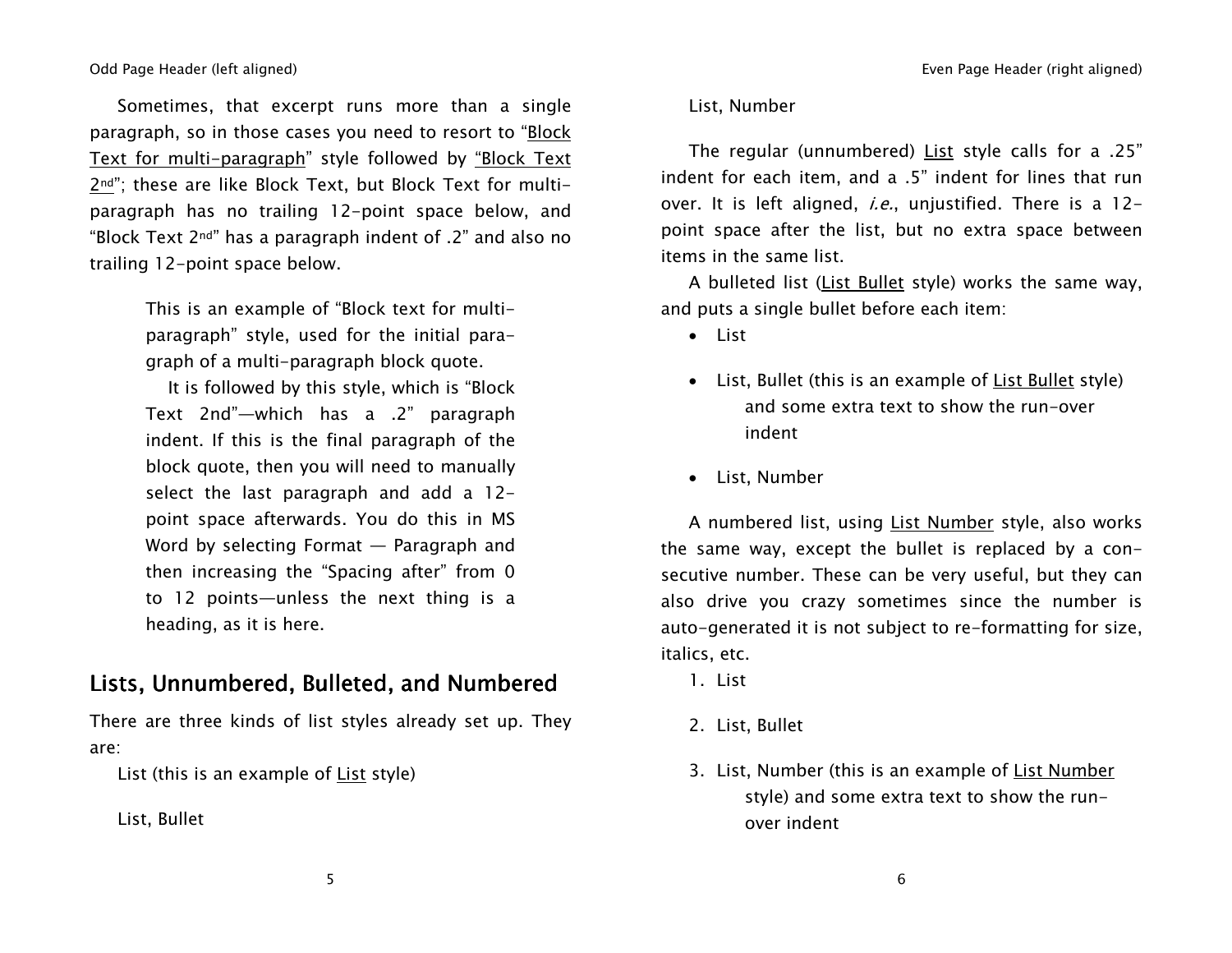Sometimes, that excerpt runs more than a single paragraph, so in those cases you need to resort to "Block Text for multi-paragraph" style followed by "Block Text 2nd"; these are like Block Text, but Block Text for multi-paragraph has no trailing 12-point space below, and "Block Text 2nd" has a paragraph indent of .2" and also no trailing 12-point space below.

> This is an example of "Block text for multi-paragraph" style, used for the initial paragraph of a multi-paragraph block quote.
>
> It is followed by this style, which is "Block Text 2nd"—which has a .2" paragraph indent. If this is the final paragraph of the block quote, then you will need to manually select the last paragraph and add a 12-point space afterwards. You do this in MS Word by selecting Format — Paragraph and then increasing the "Spacing after" from 0 to 12 points—unless the next thing is a heading, as it is here.

## Lists, Unnumbered, Bulleted, and Numbered

There are three kinds of list styles already set up. They are:

List (this is an example of List style)

List, Bullet

List, Number

The regular (unnumbered) List style calls for a .25" indent for each item, and a .5" indent for lines that run over. It is left aligned, *i.e.*, unjustified. There is a 12-point space after the list, but no extra space between items in the same list.

A bulleted list (List Bullet style) works the same way, and puts a single bullet before each item:

- List
- List, Bullet (this is an example of List Bullet style) and some extra text to show the run-over indent
- List, Number

A numbered list, using List Number style, also works the same way, except the bullet is replaced by a consecutive number. These can be very useful, but they can also drive you crazy sometimes since the number is auto-generated it is not subject to re-formatting for size, italics, etc.

1. List
2. List, Bullet
3. List, Number (this is an example of List Number style) and some extra text to show the run-over indent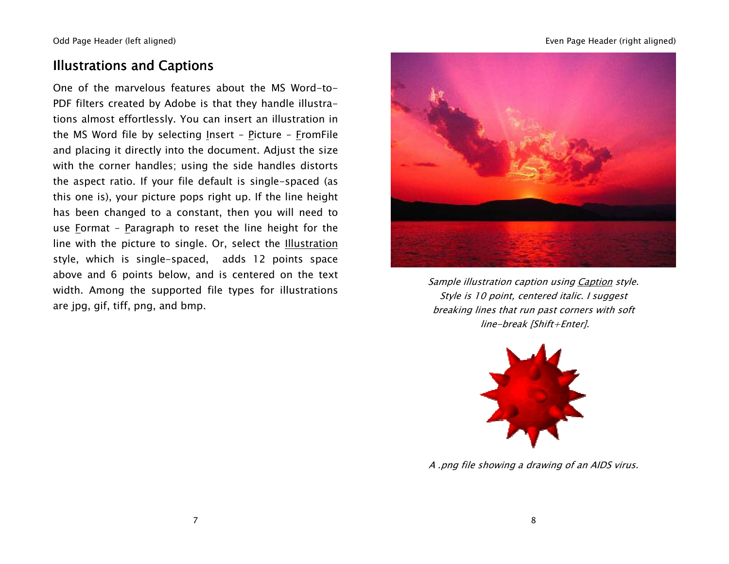## Illustrations and Captions

One of the marvelous features about the MS Word-to-PDF filters created by Adobe is that they handle illustrations almost effortlessly. You can insert an illustration in the MS Word file by selecting Insert – Picture – FromFile and placing it directly into the document. Adjust the size with the corner handles; using the side handles distorts the aspect ratio. If your file default is single-spaced (as this one is), your picture pops right up. If the line height has been changed to a constant, then you will need to use Format – Paragraph to reset the line height for the line with the picture to single. Or, select the Illustration style, which is single-spaced, adds 12 points space above and 6 points below, and is centered on the text width. Among the supported file types for illustrations are jpg, gif, tiff, png, and bmp.

*Sample illustration caption using Caption style. Style is 10 point, centered italic. I suggest breaking lines that run past corners with soft line-break [Shift+Enter].*

*A .png file showing a drawing of an AIDS virus.*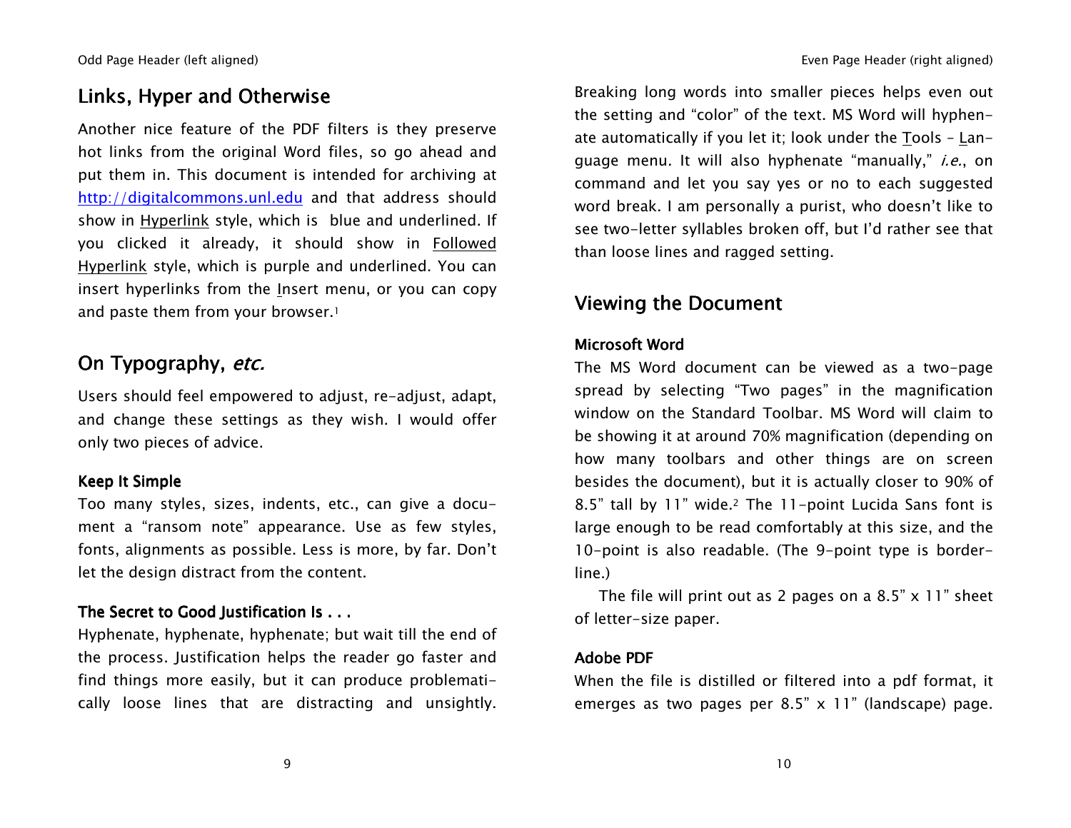## Links, Hyper and Otherwise

Another nice feature of the PDF filters is they preserve hot links from the original Word files, so go ahead and put them in. This document is intended for archiving at http://digitalcommons.unl.edu and that address should show in Hyperlink style, which is blue and underlined. If you clicked it already, it should show in Followed Hyperlink style, which is purple and underlined. You can insert hyperlinks from the Insert menu, or you can copy and paste them from your browser.[1]

## On Typography, *etc.*

Users should feel empowered to adjust, re-adjust, adapt, and change these settings as they wish. I would offer only two pieces of advice.

### Keep It Simple

Too many styles, sizes, indents, etc., can give a document a "ransom note" appearance. Use as few styles, fonts, alignments as possible. Less is more, by far. Don't let the design distract from the content.

### The Secret to Good Justification Is . . .

Hyphenate, hyphenate, hyphenate; but wait till the end of the process. Justification helps the reader go faster and find things more easily, but it can produce problematically loose lines that are distracting and unsightly. Breaking long words into smaller pieces helps even out the setting and "color" of the text. MS Word will hyphenate automatically if you let it; look under the Tools – Language menu. It will also hyphenate "manually," *i.e.*, on command and let you say yes or no to each suggested word break. I am personally a purist, who doesn't like to see two-letter syllables broken off, but I'd rather see that than loose lines and ragged setting.

## Viewing the Document

### Microsoft Word

The MS Word document can be viewed as a two-page spread by selecting "Two pages" in the magnification window on the Standard Toolbar. MS Word will claim to be showing it at around 70% magnification (depending on how many toolbars and other things are on screen besides the document), but it is actually closer to 90% of 8.5" tall by 11" wide.[2] The 11-point Lucida Sans font is large enough to be read comfortably at this size, and the 10-point is also readable. (The 9-point type is borderline.)

The file will print out as 2 pages on a 8.5" x 11" sheet of letter-size paper.

### Adobe PDF

When the file is distilled or filtered into a pdf format, it emerges as two pages per 8.5" x 11" (landscape) page.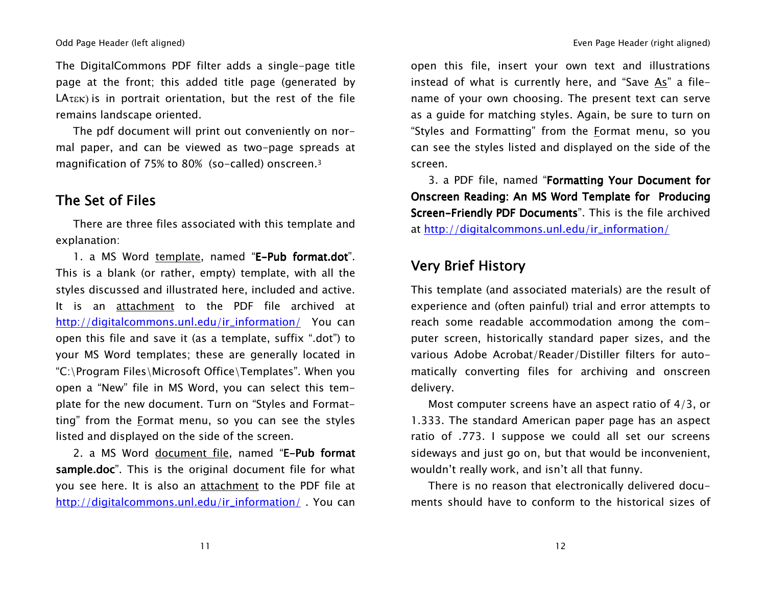The DigitalCommons PDF filter adds a single-page title page at the front; this added title page (generated by LAτεκ) is in portrait orientation, but the rest of the file remains landscape oriented.

The pdf document will print out conveniently on normal paper, and can be viewed as two-page spreads at magnification of 75% to 80% (so-called) onscreen.[3]

## The Set of Files

There are three files associated with this template and explanation:

1. a MS Word template, named "**E-Pub format.dot**". This is a blank (or rather, empty) template, with all the styles discussed and illustrated here, included and active. It is an attachment to the PDF file archived at http://digitalcommons.unl.edu/ir_information/ You can open this file and save it (as a template, suffix ".dot") to your MS Word templates; these are generally located in "C:\Program Files\Microsoft Office\Templates". When you open a "New" file in MS Word, you can select this template for the new document. Turn on "Styles and Formatting" from the Format menu, so you can see the styles listed and displayed on the side of the screen.

2. a MS Word document file, named "**E-Pub format sample.doc**". This is the original document file for what you see here. It is also an attachment to the PDF file at http://digitalcommons.unl.edu/ir_information/ . You can open this file, insert your own text and illustrations instead of what is currently here, and "Save As" a filename of your own choosing. The present text can serve as a guide for matching styles. Again, be sure to turn on "Styles and Formatting" from the Format menu, so you can see the styles listed and displayed on the side of the screen.

3. a PDF file, named "**Formatting Your Document for Onscreen Reading: An MS Word Template for Producing Screen-Friendly PDF Documents**". This is the file archived at http://digitalcommons.unl.edu/ir_information/

## Very Brief History

This template (and associated materials) are the result of experience and (often painful) trial and error attempts to reach some readable accommodation among the computer screen, historically standard paper sizes, and the various Adobe Acrobat/Reader/Distiller filters for automatically converting files for archiving and onscreen delivery.

Most computer screens have an aspect ratio of 4/3, or 1.333. The standard American paper page has an aspect ratio of .773. I suppose we could all set our screens sideways and just go on, but that would be inconvenient, wouldn't really work, and isn't all that funny.

There is no reason that electronically delivered documents should have to conform to the historical sizes of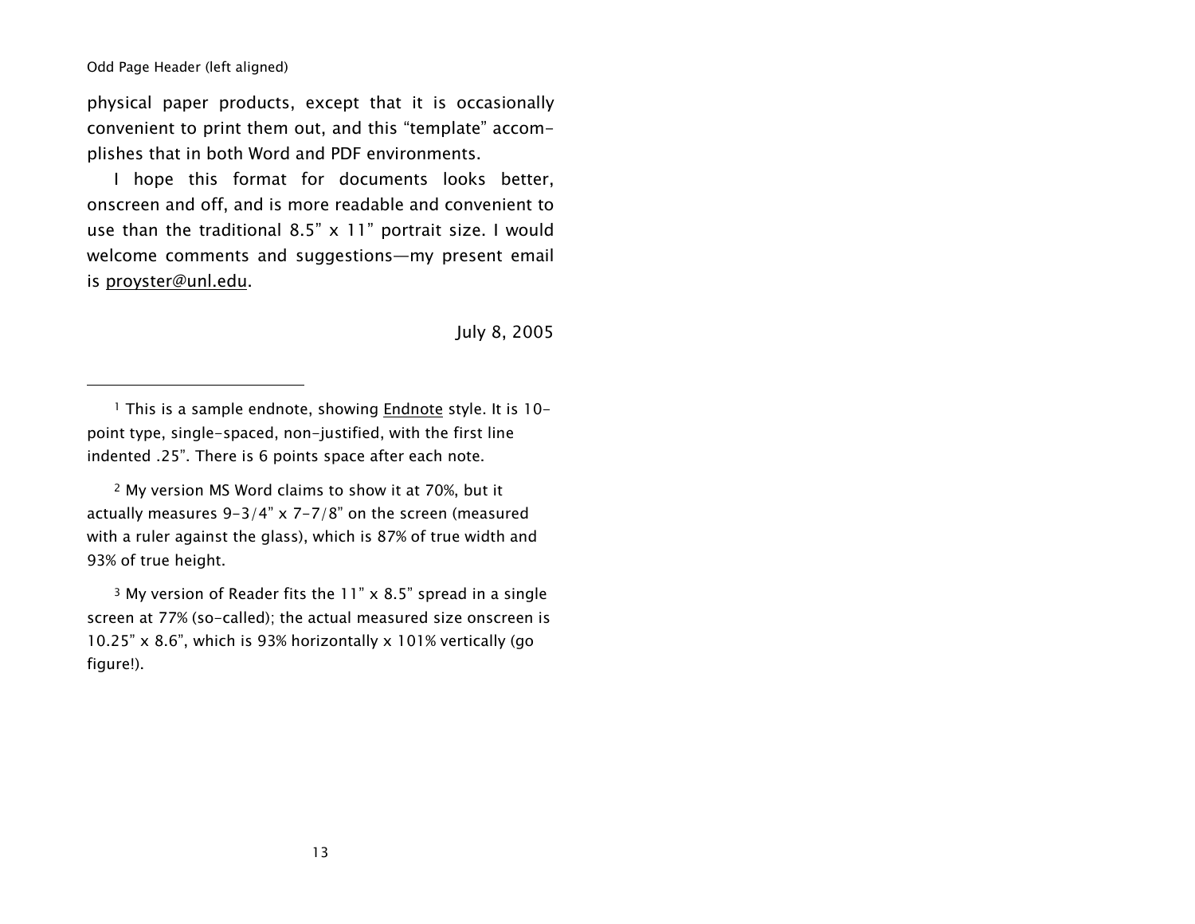physical paper products, except that it is occasionally convenient to print them out, and this “template” accomplishes that in both Word and PDF environments.

I hope this format for documents looks better, onscreen and off, and is more readable and convenient to use than the traditional 8.5” x 11” portrait size. I would welcome comments and suggestions—my present email is proyster@unl.edu.

July 8, 2005

---

[1] This is a sample endnote, showing Endnote style. It is 10-point type, single-spaced, non-justified, with the first line indented .25”. There is 6 points space after each note.

[2] My version MS Word claims to show it at 70%, but it actually measures 9-3/4” x 7-7/8” on the screen (measured with a ruler against the glass), which is 87% of true width and 93% of true height.

[3] My version of Reader fits the 11” x 8.5” spread in a single screen at 77% (so-called); the actual measured size onscreen is 10.25” x 8.6”, which is 93% horizontally x 101% vertically (go figure!).